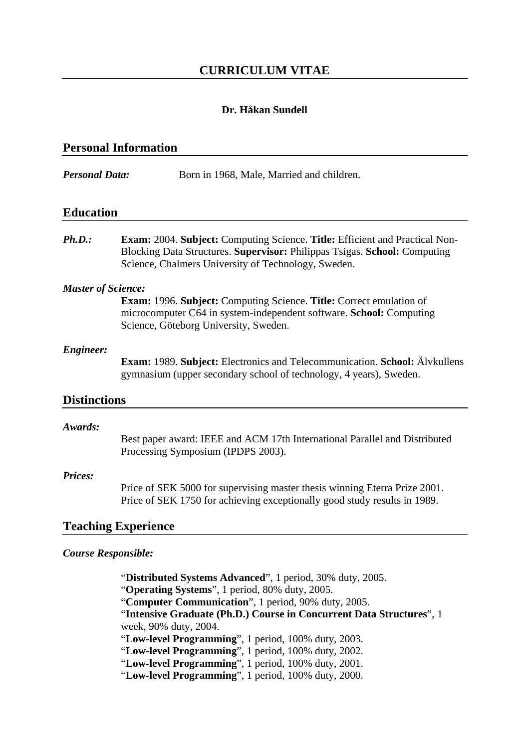# CURRICULUM VITAE

**Dr. Håkan Sundell**

## Personal Information

***Personal Data:*** Born in 1968, Male, Married and children.

## Education

***Ph.D.:*** **Exam:** 2004. **Subject:** Computing Science. **Title:** Efficient and Practical Non-Blocking Data Structures. **Supervisor:** Philippas Tsigas. **School:** Computing Science, Chalmers University of Technology, Sweden.

***Master of Science:***

**Exam:** 1996. **Subject:** Computing Science. **Title:** Correct emulation of microcomputer C64 in system-independent software. **School:** Computing Science, Göteborg University, Sweden.

***Engineer:***

**Exam:** 1989. **Subject:** Electronics and Telecommunication. **School:** Älvkullens gymnasium (upper secondary school of technology, 4 years), Sweden.

## Distinctions

***Awards:***

Best paper award: IEEE and ACM 17th International Parallel and Distributed Processing Symposium (IPDPS 2003).

***Prices:***

Price of SEK 5000 for supervising master thesis winning Eterra Prize 2001.
Price of SEK 1750 for achieving exceptionally good study results in 1989.

## Teaching Experience

***Course Responsible:***

"**Distributed Systems Advanced**", 1 period, 30% duty, 2005.
"**Operating Systems**", 1 period, 80% duty, 2005.
"**Computer Communication**", 1 period, 90% duty, 2005.
"**Intensive Graduate (Ph.D.) Course in Concurrent Data Structures**", 1 week, 90% duty, 2004.
"**Low-level Programming**", 1 period, 100% duty, 2003.
"**Low-level Programming**", 1 period, 100% duty, 2002.
"**Low-level Programming**", 1 period, 100% duty, 2001.
"**Low-level Programming**", 1 period, 100% duty, 2000.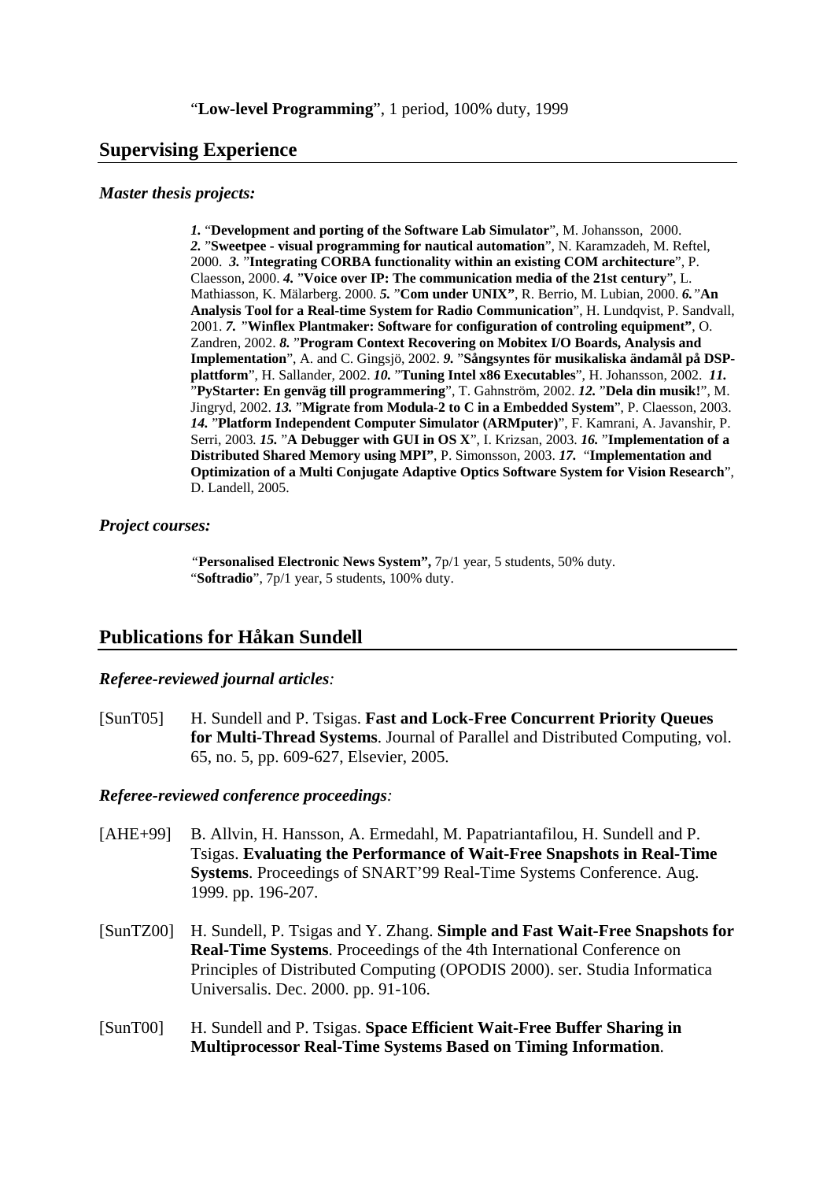"**Low-level Programming**", 1 period, 100% duty, 1999

## Supervising Experience

### *Master thesis projects:*

***1.*** "**Development and porting of the Software Lab Simulator**", M. Johansson, 2000. ***2.*** "**Sweetpee - visual programming for nautical automation**", N. Karamzadeh, M. Reftel, 2000. ***3.*** "**Integrating CORBA functionality within an existing COM architecture**", P. Claesson, 2000. ***4.*** "**Voice over IP: The communication media of the 21st century**", L. Mathiasson, K. Mälarberg. 2000. ***5.*** "**Com under UNIX"**, R. Berrio, M. Lubian, 2000. ***6.*** "**An Analysis Tool for a Real-time System for Radio Communication**", H. Lundqvist, P. Sandvall, 2001. ***7.*** "**Winflex Plantmaker: Software for configuration of controling equipment"**, O. Zandren, 2002. ***8.*** "**Program Context Recovering on Mobitex I/O Boards, Analysis and Implementation**", A. and C. Gingsjö, 2002. ***9.*** "**Sångsyntes för musikaliska ändamål på DSP-plattform**", H. Sallander, 2002. ***10.*** "**Tuning Intel x86 Executables**", H. Johansson, 2002. ***11.*** "**PyStarter: En genväg till programmering**", T. Gahnström, 2002. ***12.*** "**Dela din musik!**", M. Jingryd, 2002. ***13.*** "**Migrate from Modula-2 to C in a Embedded System**", P. Claesson, 2003. ***14.*** "**Platform Independent Computer Simulator (ARMputer)**", F. Kamrani, A. Javanshir, P. Serri, 2003. ***15.*** "**A Debugger with GUI in OS X**", I. Krizsan, 2003. ***16.*** "**Implementation of a Distributed Shared Memory using MPI"**, P. Simonsson, 2003. ***17.*** "**Implementation and Optimization of a Multi Conjugate Adaptive Optics Software System for Vision Research**", D. Landell, 2005.

### *Project courses:*

"**Personalised Electronic News System",** 7p/1 year, 5 students, 50% duty.
"**Softradio**", 7p/1 year, 5 students, 100% duty.

## Publications for Håkan Sundell

### *Referee-reviewed journal articles:*

[SunT05] H. Sundell and P. Tsigas. **Fast and Lock-Free Concurrent Priority Queues for Multi-Thread Systems**. Journal of Parallel and Distributed Computing, vol. 65, no. 5, pp. 609-627, Elsevier, 2005.

### *Referee-reviewed conference proceedings:*

[AHE+99] B. Allvin, H. Hansson, A. Ermedahl, M. Papatriantafilou, H. Sundell and P. Tsigas. **Evaluating the Performance of Wait-Free Snapshots in Real-Time Systems**. Proceedings of SNART'99 Real-Time Systems Conference. Aug. 1999. pp. 196-207.

[SunTZ00] H. Sundell, P. Tsigas and Y. Zhang. **Simple and Fast Wait-Free Snapshots for Real-Time Systems**. Proceedings of the 4th International Conference on Principles of Distributed Computing (OPODIS 2000). ser. Studia Informatica Universalis. Dec. 2000. pp. 91-106.

[SunT00] H. Sundell and P. Tsigas. **Space Efficient Wait-Free Buffer Sharing in Multiprocessor Real-Time Systems Based on Timing Information**.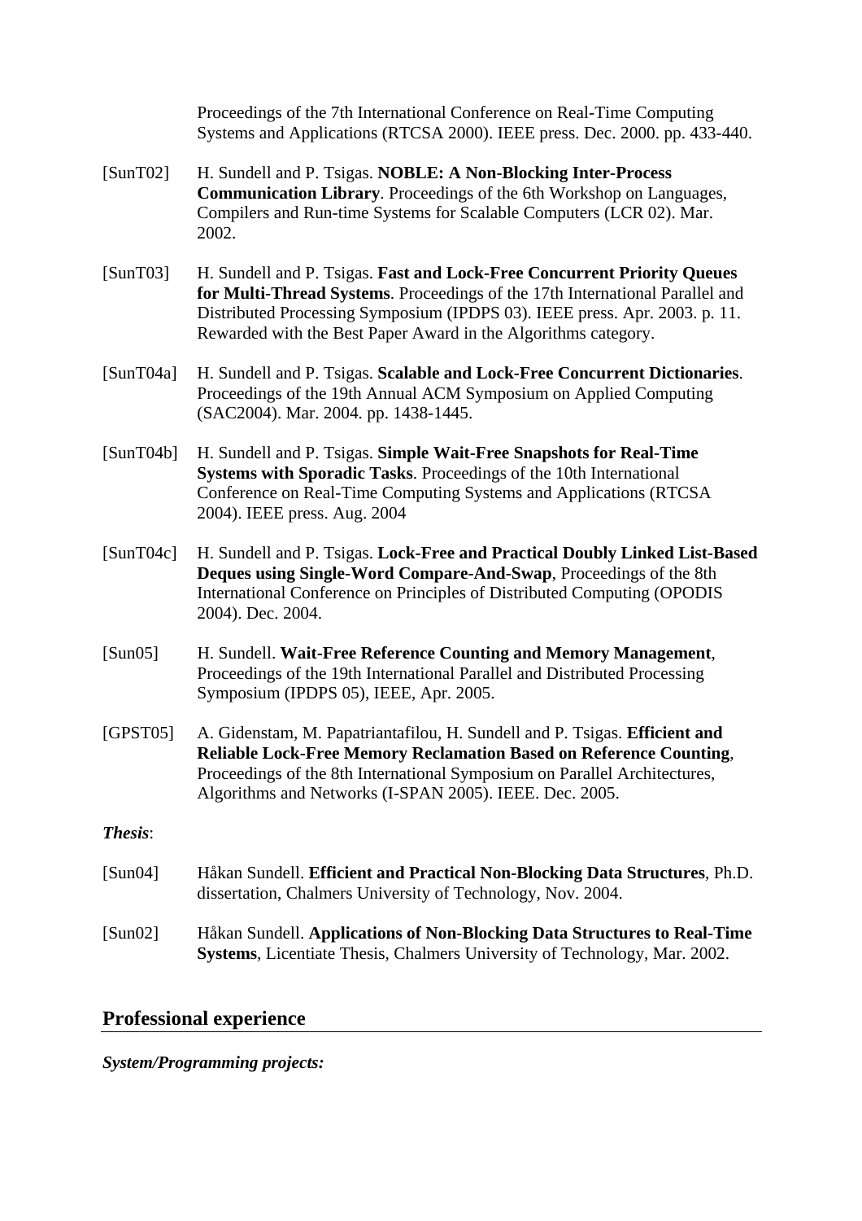Proceedings of the 7th International Conference on Real-Time Computing Systems and Applications (RTCSA 2000). IEEE press. Dec. 2000. pp. 433-440.

[SunT02] H. Sundell and P. Tsigas. **NOBLE: A Non-Blocking Inter-Process Communication Library**. Proceedings of the 6th Workshop on Languages, Compilers and Run-time Systems for Scalable Computers (LCR 02). Mar. 2002.

[SunT03] H. Sundell and P. Tsigas. **Fast and Lock-Free Concurrent Priority Queues for Multi-Thread Systems**. Proceedings of the 17th International Parallel and Distributed Processing Symposium (IPDPS 03). IEEE press. Apr. 2003. p. 11. Rewarded with the Best Paper Award in the Algorithms category.

[SunT04a] H. Sundell and P. Tsigas. **Scalable and Lock-Free Concurrent Dictionaries**. Proceedings of the 19th Annual ACM Symposium on Applied Computing (SAC2004). Mar. 2004. pp. 1438-1445.

[SunT04b] H. Sundell and P. Tsigas. **Simple Wait-Free Snapshots for Real-Time Systems with Sporadic Tasks**. Proceedings of the 10th International Conference on Real-Time Computing Systems and Applications (RTCSA 2004). IEEE press. Aug. 2004

[SunT04c] H. Sundell and P. Tsigas. **Lock-Free and Practical Doubly Linked List-Based Deques using Single-Word Compare-And-Swap**, Proceedings of the 8th International Conference on Principles of Distributed Computing (OPODIS 2004). Dec. 2004.

[Sun05] H. Sundell. **Wait-Free Reference Counting and Memory Management**, Proceedings of the 19th International Parallel and Distributed Processing Symposium (IPDPS 05), IEEE, Apr. 2005.

[GPST05] A. Gidenstam, M. Papatriantafilou, H. Sundell and P. Tsigas. **Efficient and Reliable Lock-Free Memory Reclamation Based on Reference Counting**, Proceedings of the 8th International Symposium on Parallel Architectures, Algorithms and Networks (I-SPAN 2005). IEEE. Dec. 2005.

***Thesis***:

[Sun04] Håkan Sundell. **Efficient and Practical Non-Blocking Data Structures**, Ph.D. dissertation, Chalmers University of Technology, Nov. 2004.

[Sun02] Håkan Sundell. **Applications of Non-Blocking Data Structures to Real-Time Systems**, Licentiate Thesis, Chalmers University of Technology, Mar. 2002.

## Professional experience

***System/Programming projects:***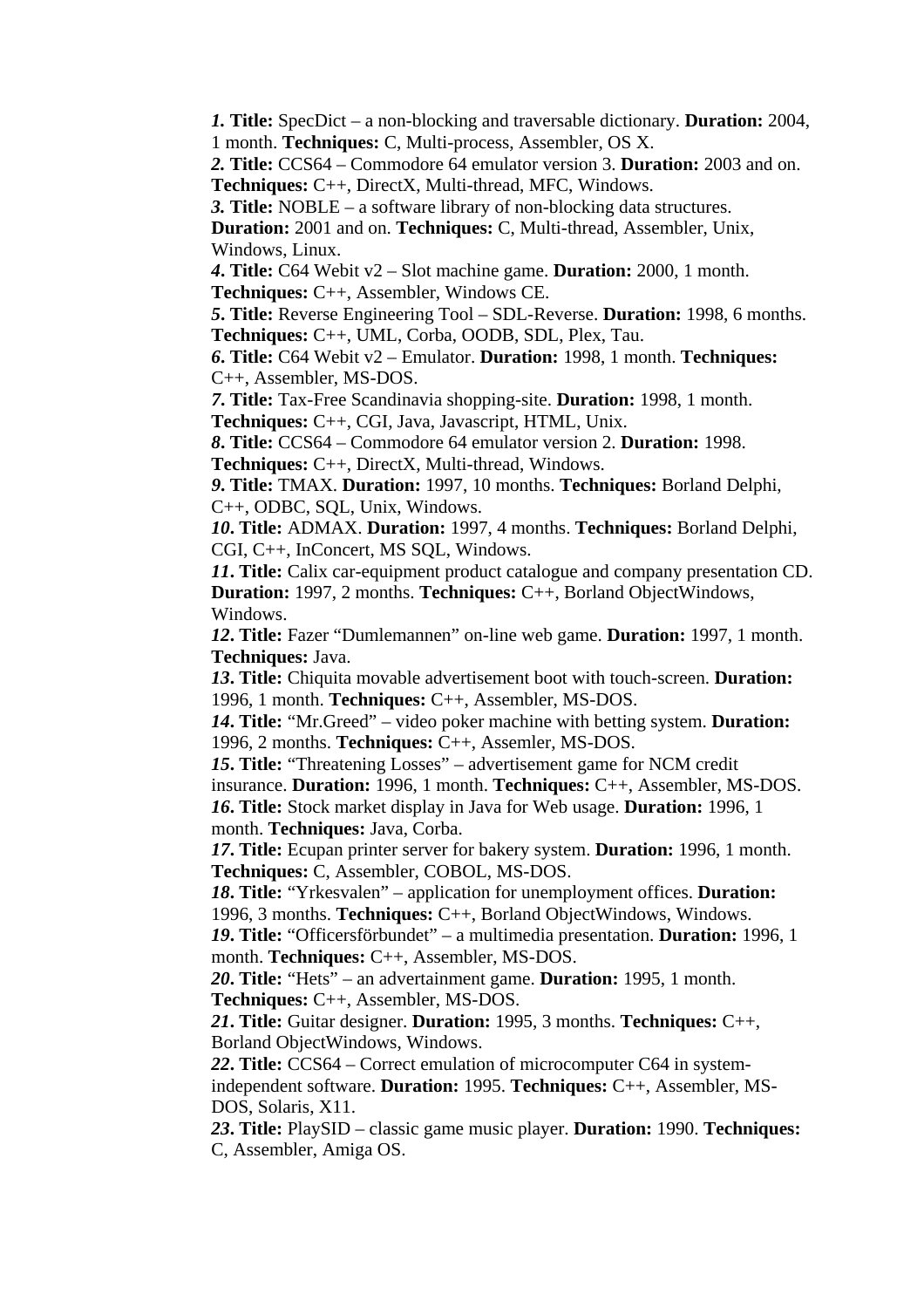***1.*** **Title:** SpecDict – a non-blocking and traversable dictionary. **Duration:** 2004, 1 month. **Techniques:** C, Multi-process, Assembler, OS X.

***2.*** **Title:** CCS64 – Commodore 64 emulator version 3. **Duration:** 2003 and on. **Techniques:** C++, DirectX, Multi-thread, MFC, Windows.

***3.*** **Title:** NOBLE – a software library of non-blocking data structures. **Duration:** 2001 and on. **Techniques:** C, Multi-thread, Assembler, Unix, Windows, Linux.

***4.*** **Title:** C64 Webit v2 – Slot machine game. **Duration:** 2000, 1 month. **Techniques:** C++, Assembler, Windows CE.

***5.*** **Title:** Reverse Engineering Tool – SDL-Reverse. **Duration:** 1998, 6 months. **Techniques:** C++, UML, Corba, OODB, SDL, Plex, Tau.

***6.*** **Title:** C64 Webit v2 – Emulator. **Duration:** 1998, 1 month. **Techniques:** C++, Assembler, MS-DOS.

***7.*** **Title:** Tax-Free Scandinavia shopping-site. **Duration:** 1998, 1 month. **Techniques:** C++, CGI, Java, Javascript, HTML, Unix.

***8.*** **Title:** CCS64 – Commodore 64 emulator version 2. **Duration:** 1998. **Techniques:** C++, DirectX, Multi-thread, Windows.

***9.*** **Title:** TMAX. **Duration:** 1997, 10 months. **Techniques:** Borland Delphi, C++, ODBC, SQL, Unix, Windows.

***10.*** **Title:** ADMAX. **Duration:** 1997, 4 months. **Techniques:** Borland Delphi, CGI, C++, InConcert, MS SQL, Windows.

***11.*** **Title:** Calix car-equipment product catalogue and company presentation CD. **Duration:** 1997, 2 months. **Techniques:** C++, Borland ObjectWindows, Windows.

***12.*** **Title:** Fazer "Dumlemannen" on-line web game. **Duration:** 1997, 1 month. **Techniques:** Java.

***13.*** **Title:** Chiquita movable advertisement boot with touch-screen. **Duration:** 1996, 1 month. **Techniques:** C++, Assembler, MS-DOS.

***14.*** **Title:** "Mr.Greed" – video poker machine with betting system. **Duration:** 1996, 2 months. **Techniques:** C++, Assemler, MS-DOS.

***15.*** **Title:** "Threatening Losses" – advertisement game for NCM credit insurance. **Duration:** 1996, 1 month. **Techniques:** C++, Assembler, MS-DOS.

***16.*** **Title:** Stock market display in Java for Web usage. **Duration:** 1996, 1 month. **Techniques:** Java, Corba.

***17.*** **Title:** Ecupan printer server for bakery system. **Duration:** 1996, 1 month. **Techniques:** C, Assembler, COBOL, MS-DOS.

***18.*** **Title:** "Yrkesvalen" – application for unemployment offices. **Duration:** 1996, 3 months. **Techniques:** C++, Borland ObjectWindows, Windows.

***19.*** **Title:** "Officersförbundet" – a multimedia presentation. **Duration:** 1996, 1 month. **Techniques:** C++, Assembler, MS-DOS.

***20.*** **Title:** "Hets" – an advertainment game. **Duration:** 1995, 1 month. **Techniques:** C++, Assembler, MS-DOS.

***21.*** **Title:** Guitar designer. **Duration:** 1995, 3 months. **Techniques:** C++, Borland ObjectWindows, Windows.

***22.*** **Title:** CCS64 – Correct emulation of microcomputer C64 in system-independent software. **Duration:** 1995. **Techniques:** C++, Assembler, MS-DOS, Solaris, X11.

***23.*** **Title:** PlaySID – classic game music player. **Duration:** 1990. **Techniques:** C, Assembler, Amiga OS.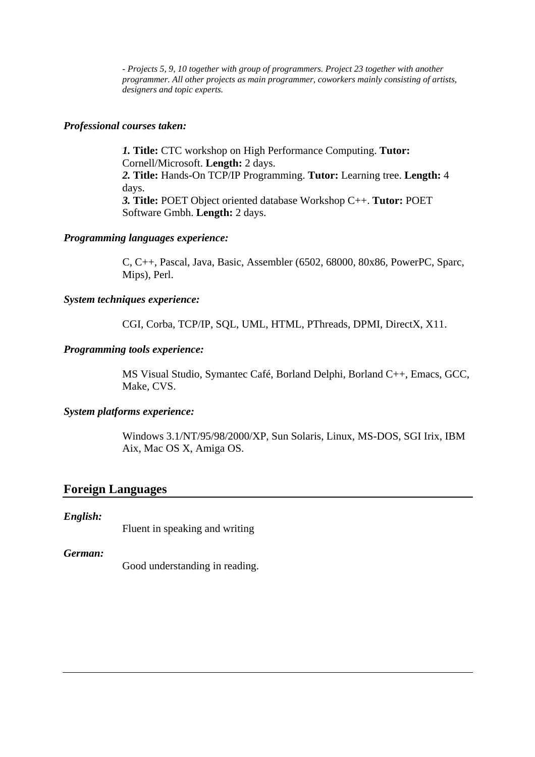*- Projects 5, 9, 10 together with group of programmers. Project 23 together with another programmer. All other projects as main programmer, coworkers mainly consisting of artists, designers and topic experts.*

***Professional courses taken:***

***1.*** **Title:** CTC workshop on High Performance Computing. **Tutor:** Cornell/Microsoft. **Length:** 2 days.
***2.*** **Title:** Hands-On TCP/IP Programming. **Tutor:** Learning tree. **Length:** 4 days.
***3.*** **Title:** POET Object oriented database Workshop C++. **Tutor:** POET Software Gmbh. **Length:** 2 days.

***Programming languages experience:***

C, C++, Pascal, Java, Basic, Assembler (6502, 68000, 80x86, PowerPC, Sparc, Mips), Perl.

***System techniques experience:***

CGI, Corba, TCP/IP, SQL, UML, HTML, PThreads, DPMI, DirectX, X11.

***Programming tools experience:***

MS Visual Studio, Symantec Café, Borland Delphi, Borland C++, Emacs, GCC, Make, CVS.

***System platforms experience:***

Windows 3.1/NT/95/98/2000/XP, Sun Solaris, Linux, MS-DOS, SGI Irix, IBM Aix, Mac OS X, Amiga OS.

## Foreign Languages

***English:***

Fluent in speaking and writing

***German:***

Good understanding in reading.